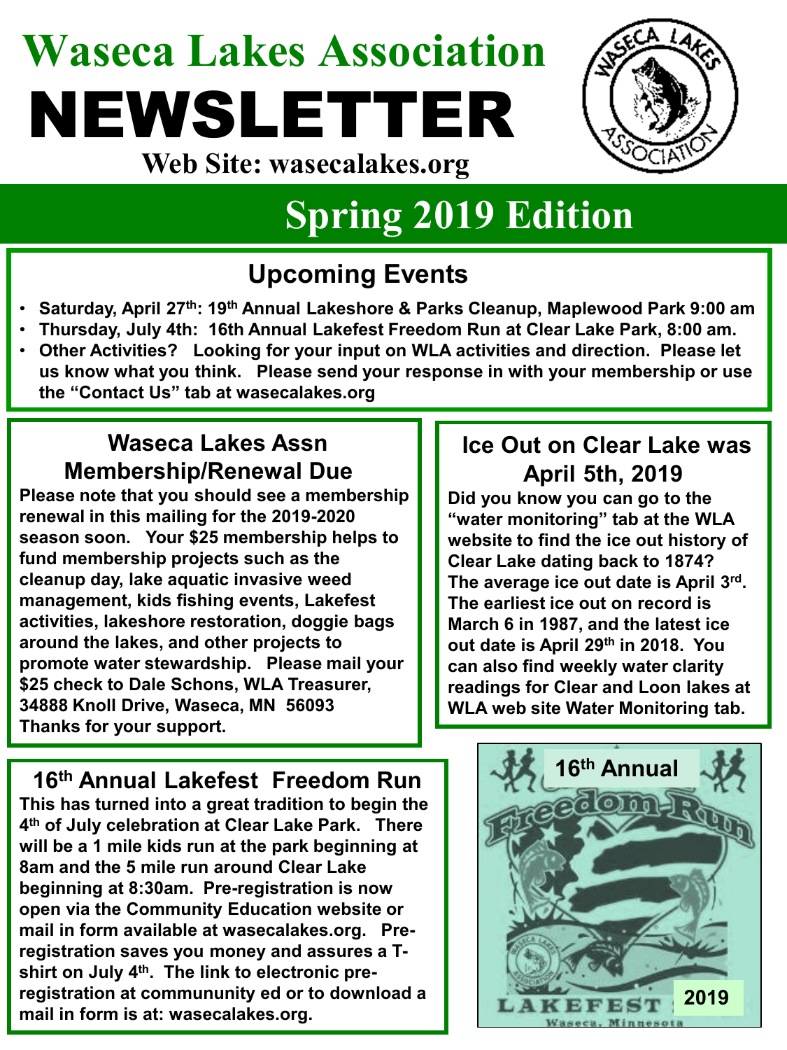# Waseca Lakes Association NEWSLETTER

**Web Site: wasecalakes.org**

## Spring 2019 Edition

### Upcoming Events

- **Saturday, April 27th: 19th Annual Lakeshore & Parks Cleanup, Maplewood Park 9:00 am**
- **Thursday, July 4th: 16th Annual Lakefest Freedom Run at Clear Lake Park, 8:00 am.**
- **Other Activities? Looking for your input on WLA activities and direction. Please let us know what you think. Please send your response in with your membership or use the "Contact Us" tab at wasecalakes.org**

### Waseca Lakes Assn Membership/Renewal Due

**Please note that you should see a membership renewal in this mailing for the 2019-2020 season soon. Your $25 membership helps to fund membership projects such as the cleanup day, lake aquatic invasive weed management, kids fishing events, Lakefest activities, lakeshore restoration, doggie bags around the lakes, and other projects to promote water stewardship. Please mail your $25 check to Dale Schons, WLA Treasurer, 34888 Knoll Drive, Waseca, MN 56093 Thanks for your support.**

### Ice Out on Clear Lake was April 5th, 2019

**Did you know you can go to the "water monitoring" tab at the WLA website to find the ice out history of Clear Lake dating back to 1874? The average ice out date is April 3rd. The earliest ice out on record is March 6 in 1987, and the latest ice out date is April 29th in 2018. You can also find weekly water clarity readings for Clear and Loon lakes at WLA web site Water Monitoring tab.**

### 16th Annual Lakefest Freedom Run

**This has turned into a great tradition to begin the 4th of July celebration at Clear Lake Park. There will be a 1 mile kids run at the park beginning at 8am and the 5 mile run around Clear Lake beginning at 8:30am. Pre-registration is now open via the Community Education website or mail in form available at wasecalakes.org. Pre-registration saves you money and assures a T-shirt on July 4th. The link to electronic pre-registration at commununity ed or to download a mail in form is at: wasecalakes.org.**

16th Annual

Freedom Run

LAKEFEST 2019

Waseca, Minnesota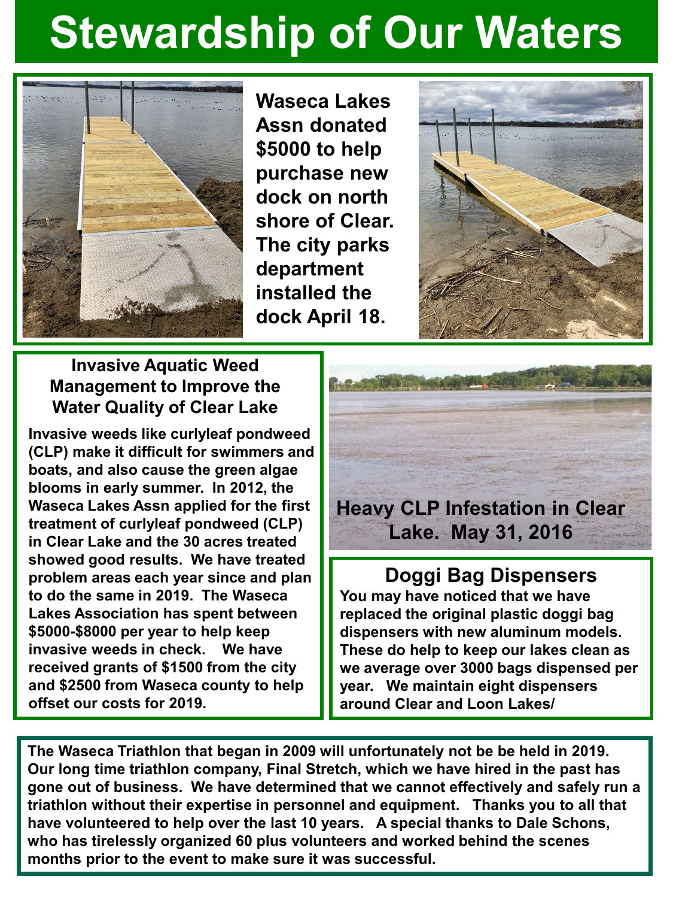# Stewardship of Our Waters

**Waseca Lakes Assn donated $5000 to help purchase new dock on north shore of Clear. The city parks department installed the dock April 18.**

### Invasive Aquatic Weed Management to Improve the Water Quality of Clear Lake

**Invasive weeds like curlyleaf pondweed (CLP) make it difficult for swimmers and boats, and also cause the green algae blooms in early summer. In 2012, the Waseca Lakes Assn applied for the first treatment of curlyleaf pondweed (CLP) in Clear Lake and the 30 acres treated showed good results. We have treated problem areas each year since and plan to do the same in 2019. The Waseca Lakes Association has spent between $5000-$8000 per year to help keep invasive weeds in check. We have received grants of $1500 from the city and $2500 from Waseca county to help offset our costs for 2019.**

**Heavy CLP Infestation in Clear Lake. May 31, 2016**

### Doggi Bag Dispensers

**You may have noticed that we have replaced the original plastic doggi bag dispensers with new aluminum models. These do help to keep our lakes clean as we average over 3000 bags dispensed per year. We maintain eight dispensers around Clear and Loon Lakes/**

**The Waseca Triathlon that began in 2009 will unfortunately not be be held in 2019. Our long time triathlon company, Final Stretch, which we have hired in the past has gone out of business. We have determined that we cannot effectively and safely run a triathlon without their expertise in personnel and equipment. Thanks you to all that have volunteered to help over the last 10 years. A special thanks to Dale Schons, who has tirelessly organized 60 plus volunteers and worked behind the scenes months prior to the event to make sure it was successful.**